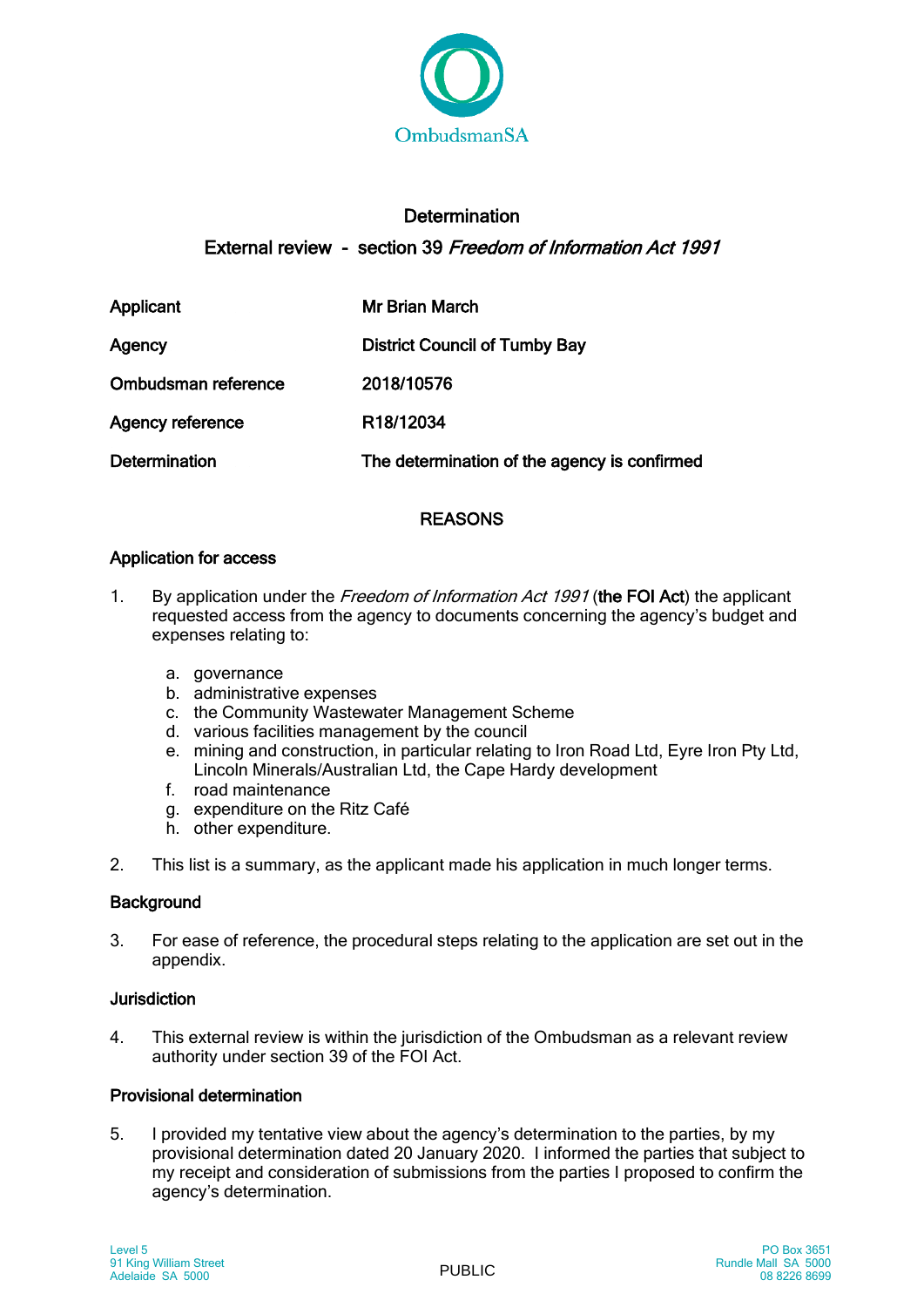OmbudsmanSA

# Determination

## External review - section 39 *Freedom of Information Act 1991*

| | |
|---|---|
| Applicant | Mr Brian March |
| Agency | District Council of Tumby Bay |
| Ombudsman reference | 2018/10576 |
| Agency reference | R18/12034 |
| Determination | The determination of the agency is confirmed |

## REASONS

### Application for access

1. By application under the *Freedom of Information Act 1991* (**the FOI Act**) the applicant requested access from the agency to documents concerning the agency's budget and expenses relating to:

   a. governance
   b. administrative expenses
   c. the Community Wastewater Management Scheme
   d. various facilities management by the council
   e. mining and construction, in particular relating to Iron Road Ltd, Eyre Iron Pty Ltd, Lincoln Minerals/Australian Ltd, the Cape Hardy development
   f. road maintenance
   g. expenditure on the Ritz Café
   h. other expenditure.

2. This list is a summary, as the applicant made his application in much longer terms.

### Background

3. For ease of reference, the procedural steps relating to the application are set out in the appendix.

### Jurisdiction

4. This external review is within the jurisdiction of the Ombudsman as a relevant review authority under section 39 of the FOI Act.

### Provisional determination

5. I provided my tentative view about the agency's determination to the parties, by my provisional determination dated 20 January 2020. I informed the parties that subject to my receipt and consideration of submissions from the parties I proposed to confirm the agency's determination.

Level 5
91 King William Street
Adelaide SA 5000

PUBLIC

PO Box 3651
Rundle Mall SA 5000
08 8226 8699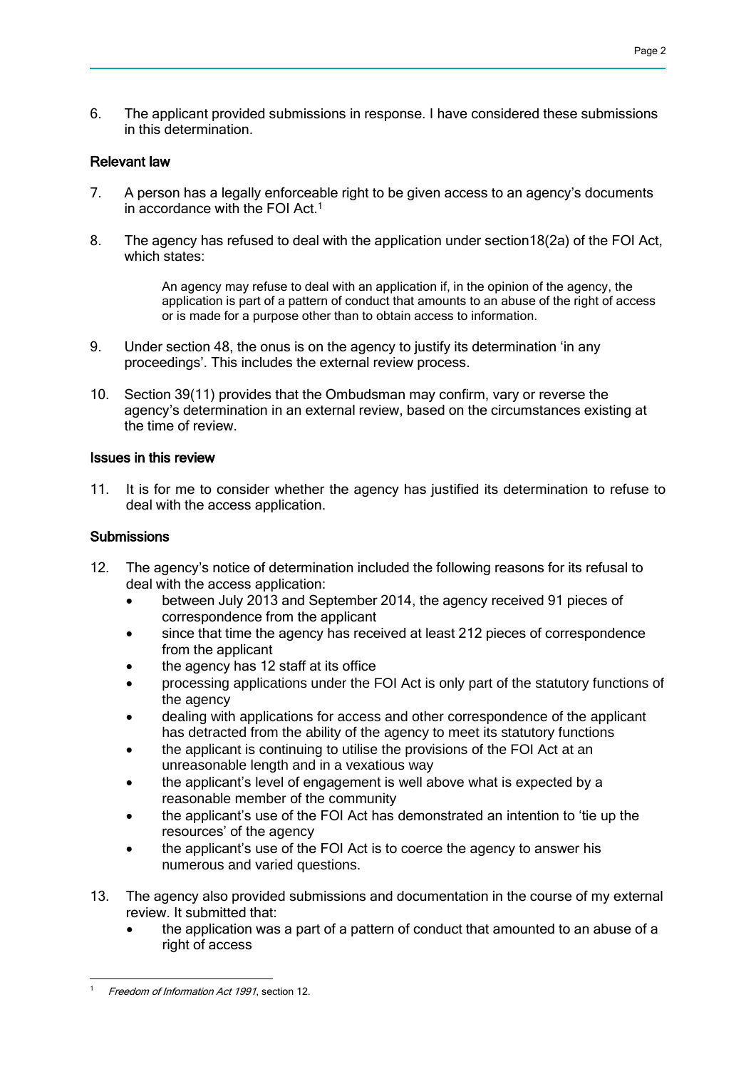6. The applicant provided submissions in response. I have considered these submissions in this determination.

### Relevant law

7. A person has a legally enforceable right to be given access to an agency's documents in accordance with the FOI Act.[1]

8. The agency has refused to deal with the application under section18(2a) of the FOI Act, which states:

   > An agency may refuse to deal with an application if, in the opinion of the agency, the application is part of a pattern of conduct that amounts to an abuse of the right of access or is made for a purpose other than to obtain access to information.

9. Under section 48, the onus is on the agency to justify its determination 'in any proceedings'. This includes the external review process.

10. Section 39(11) provides that the Ombudsman may confirm, vary or reverse the agency's determination in an external review, based on the circumstances existing at the time of review.

### Issues in this review

11. It is for me to consider whether the agency has justified its determination to refuse to deal with the access application.

### Submissions

12. The agency's notice of determination included the following reasons for its refusal to deal with the access application:
    - between July 2013 and September 2014, the agency received 91 pieces of correspondence from the applicant
    - since that time the agency has received at least 212 pieces of correspondence from the applicant
    - the agency has 12 staff at its office
    - processing applications under the FOI Act is only part of the statutory functions of the agency
    - dealing with applications for access and other correspondence of the applicant has detracted from the ability of the agency to meet its statutory functions
    - the applicant is continuing to utilise the provisions of the FOI Act at an unreasonable length and in a vexatious way
    - the applicant's level of engagement is well above what is expected by a reasonable member of the community
    - the applicant's use of the FOI Act has demonstrated an intention to 'tie up the resources' of the agency
    - the applicant's use of the FOI Act is to coerce the agency to answer his numerous and varied questions.

13. The agency also provided submissions and documentation in the course of my external review. It submitted that:
    - the application was a part of a pattern of conduct that amounted to an abuse of a right of access

---

[1] *Freedom of Information Act 1991*, section 12.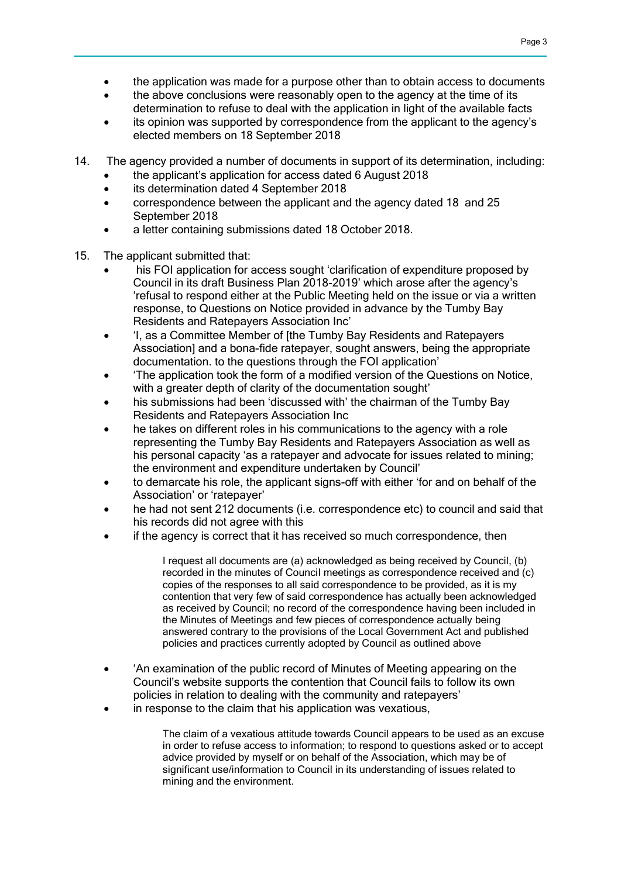- the application was made for a purpose other than to obtain access to documents
- the above conclusions were reasonably open to the agency at the time of its determination to refuse to deal with the application in light of the available facts
- its opinion was supported by correspondence from the applicant to the agency's elected members on 18 September 2018

14. The agency provided a number of documents in support of its determination, including:
    - the applicant's application for access dated 6 August 2018
    - its determination dated 4 September 2018
    - correspondence between the applicant and the agency dated 18 and 25 September 2018
    - a letter containing submissions dated 18 October 2018.

15. The applicant submitted that:
    - his FOI application for access sought 'clarification of expenditure proposed by Council in its draft Business Plan 2018-2019' which arose after the agency's 'refusal to respond either at the Public Meeting held on the issue or via a written response, to Questions on Notice provided in advance by the Tumby Bay Residents and Ratepayers Association Inc'
    - 'I, as a Committee Member of [the Tumby Bay Residents and Ratepayers Association] and a bona-fide ratepayer, sought answers, being the appropriate documentation. to the questions through the FOI application'
    - 'The application took the form of a modified version of the Questions on Notice, with a greater depth of clarity of the documentation sought'
    - his submissions had been 'discussed with' the chairman of the Tumby Bay Residents and Ratepayers Association Inc
    - he takes on different roles in his communications to the agency with a role representing the Tumby Bay Residents and Ratepayers Association as well as his personal capacity 'as a ratepayer and advocate for issues related to mining; the environment and expenditure undertaken by Council'
    - to demarcate his role, the applicant signs-off with either 'for and on behalf of the Association' or 'ratepayer'
    - he had not sent 212 documents (i.e. correspondence etc) to council and said that his records did not agree with this
    - if the agency is correct that it has received so much correspondence, then

      > I request all documents are (a) acknowledged as being received by Council, (b) recorded in the minutes of Council meetings as correspondence received and (c) copies of the responses to all said correspondence to be provided, as it is my contention that very few of said correspondence has actually been acknowledged as received by Council; no record of the correspondence having been included in the Minutes of Meetings and few pieces of correspondence actually being answered contrary to the provisions of the Local Government Act and published policies and practices currently adopted by Council as outlined above

    - 'An examination of the public record of Minutes of Meeting appearing on the Council's website supports the contention that Council fails to follow its own policies in relation to dealing with the community and ratepayers'
    - in response to the claim that his application was vexatious,

      > The claim of a vexatious attitude towards Council appears to be used as an excuse in order to refuse access to information; to respond to questions asked or to accept advice provided by myself or on behalf of the Association, which may be of significant use/information to Council in its understanding of issues related to mining and the environment.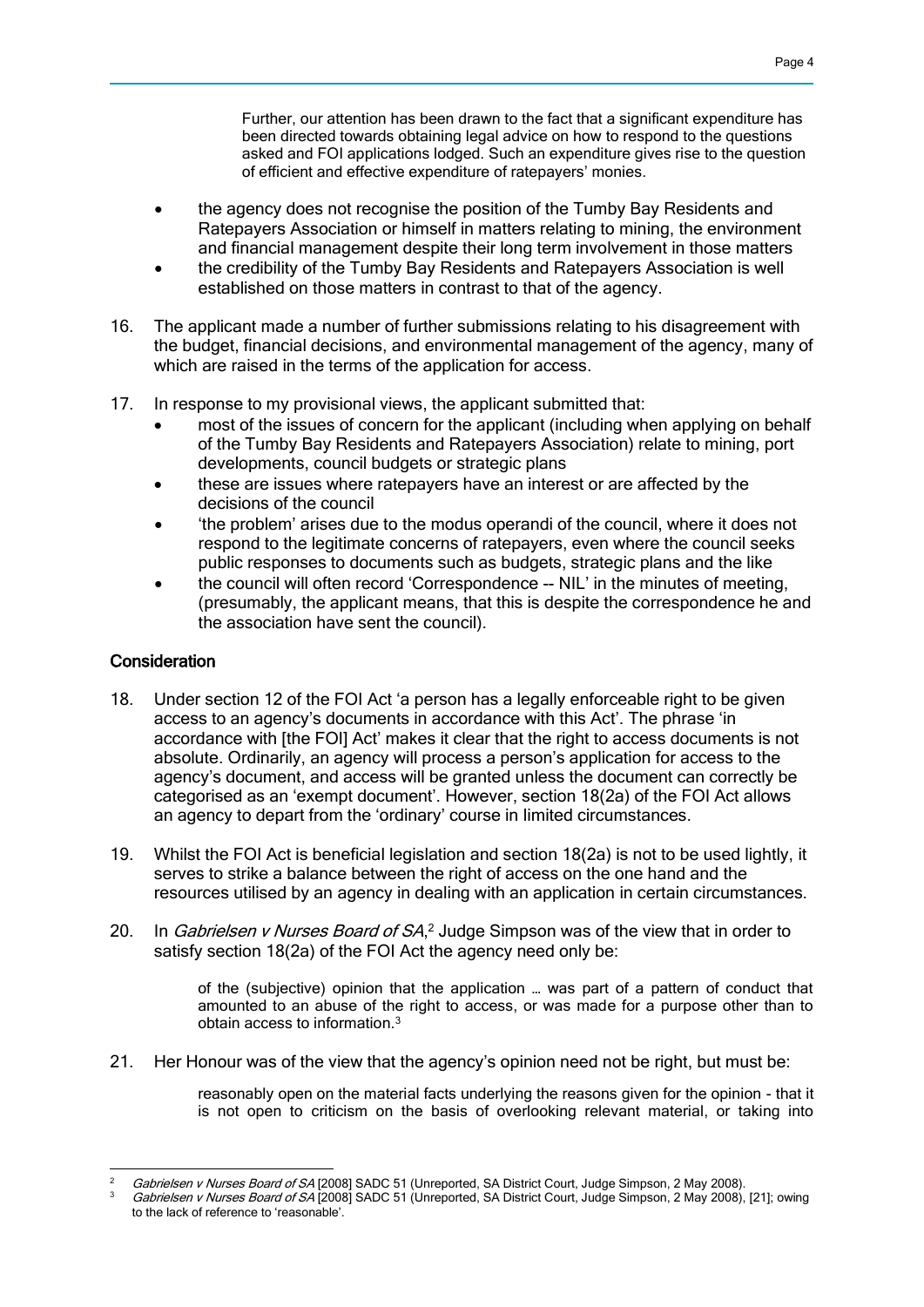> Further, our attention has been drawn to the fact that a significant expenditure has been directed towards obtaining legal advice on how to respond to the questions asked and FOI applications lodged. Such an expenditure gives rise to the question of efficient and effective expenditure of ratepayers' monies.

- the agency does not recognise the position of the Tumby Bay Residents and Ratepayers Association or himself in matters relating to mining, the environment and financial management despite their long term involvement in those matters
- the credibility of the Tumby Bay Residents and Ratepayers Association is well established on those matters in contrast to that of the agency.

16. The applicant made a number of further submissions relating to his disagreement with the budget, financial decisions, and environmental management of the agency, many of which are raised in the terms of the application for access.

17. In response to my provisional views, the applicant submitted that:
    - most of the issues of concern for the applicant (including when applying on behalf of the Tumby Bay Residents and Ratepayers Association) relate to mining, port developments, council budgets or strategic plans
    - these are issues where ratepayers have an interest or are affected by the decisions of the council
    - 'the problem' arises due to the modus operandi of the council, where it does not respond to the legitimate concerns of ratepayers, even where the council seeks public responses to documents such as budgets, strategic plans and the like
    - the council will often record 'Correspondence -- NIL' in the minutes of meeting, (presumably, the applicant means, that this is despite the correspondence he and the association have sent the council).

## Consideration

18. Under section 12 of the FOI Act 'a person has a legally enforceable right to be given access to an agency's documents in accordance with this Act'. The phrase 'in accordance with [the FOI] Act' makes it clear that the right to access documents is not absolute. Ordinarily, an agency will process a person's application for access to the agency's document, and access will be granted unless the document can correctly be categorised as an 'exempt document'. However, section 18(2a) of the FOI Act allows an agency to depart from the 'ordinary' course in limited circumstances.

19. Whilst the FOI Act is beneficial legislation and section 18(2a) is not to be used lightly, it serves to strike a balance between the right of access on the one hand and the resources utilised by an agency in dealing with an application in certain circumstances.

20. In *Gabrielsen v Nurses Board of SA*,[2] Judge Simpson was of the view that in order to satisfy section 18(2a) of the FOI Act the agency need only be:

> of the (subjective) opinion that the application … was part of a pattern of conduct that amounted to an abuse of the right to access, or was made for a purpose other than to obtain access to information.[3]

21. Her Honour was of the view that the agency's opinion need not be right, but must be:

> reasonably open on the material facts underlying the reasons given for the opinion - that it is not open to criticism on the basis of overlooking relevant material, or taking into

---

[2] *Gabrielsen v Nurses Board of SA* [2008] SADC 51 (Unreported, SA District Court, Judge Simpson, 2 May 2008).

[3] *Gabrielsen v Nurses Board of SA* [2008] SADC 51 (Unreported, SA District Court, Judge Simpson, 2 May 2008), [21]; owing to the lack of reference to 'reasonable'.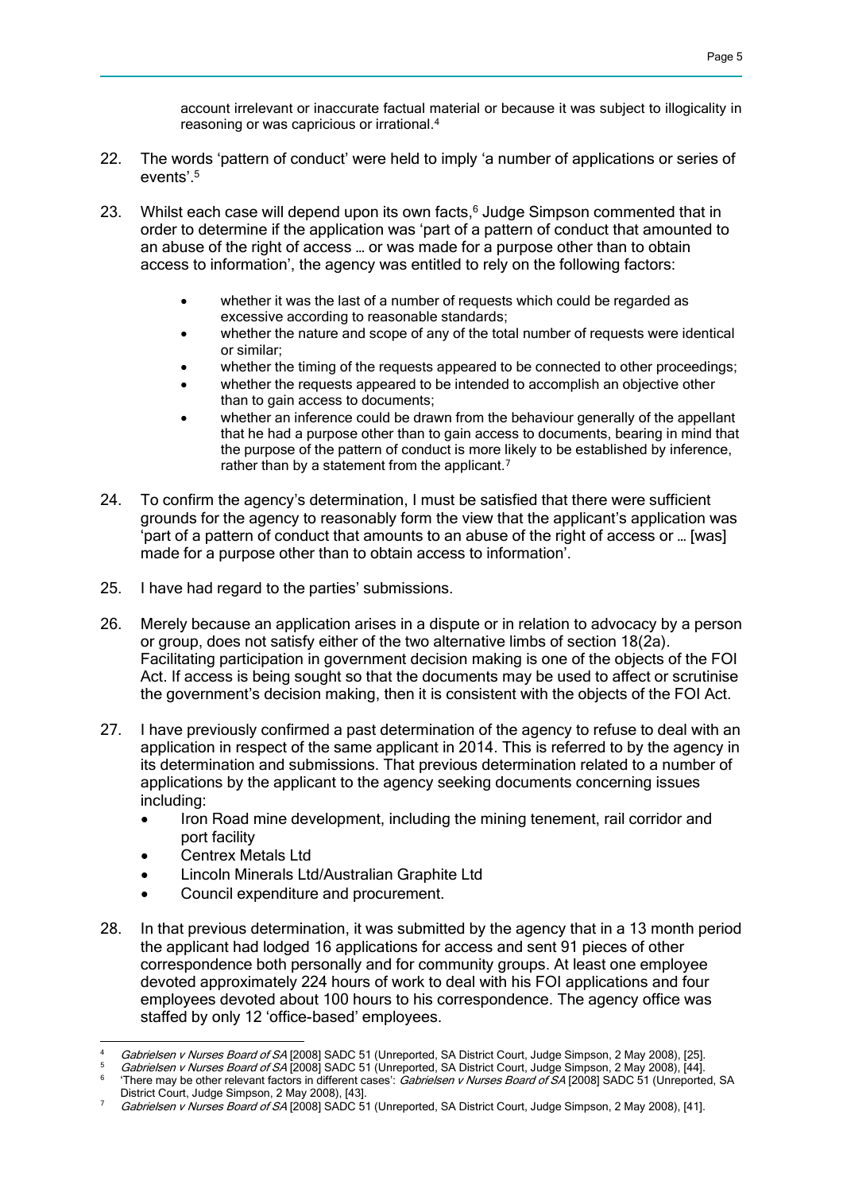account irrelevant or inaccurate factual material or because it was subject to illogicality in reasoning or was capricious or irrational.[4]

22. The words 'pattern of conduct' were held to imply 'a number of applications or series of events'.[5]

23. Whilst each case will depend upon its own facts,[6] Judge Simpson commented that in order to determine if the application was 'part of a pattern of conduct that amounted to an abuse of the right of access … or was made for a purpose other than to obtain access to information', the agency was entitled to rely on the following factors:

    - whether it was the last of a number of requests which could be regarded as excessive according to reasonable standards;
    - whether the nature and scope of any of the total number of requests were identical or similar;
    - whether the timing of the requests appeared to be connected to other proceedings;
    - whether the requests appeared to be intended to accomplish an objective other than to gain access to documents;
    - whether an inference could be drawn from the behaviour generally of the appellant that he had a purpose other than to gain access to documents, bearing in mind that the purpose of the pattern of conduct is more likely to be established by inference, rather than by a statement from the applicant.[7]

24. To confirm the agency's determination, I must be satisfied that there were sufficient grounds for the agency to reasonably form the view that the applicant's application was 'part of a pattern of conduct that amounts to an abuse of the right of access or … [was] made for a purpose other than to obtain access to information'.

25. I have had regard to the parties' submissions.

26. Merely because an application arises in a dispute or in relation to advocacy by a person or group, does not satisfy either of the two alternative limbs of section 18(2a). Facilitating participation in government decision making is one of the objects of the FOI Act. If access is being sought so that the documents may be used to affect or scrutinise the government's decision making, then it is consistent with the objects of the FOI Act.

27. I have previously confirmed a past determination of the agency to refuse to deal with an application in respect of the same applicant in 2014. This is referred to by the agency in its determination and submissions. That previous determination related to a number of applications by the applicant to the agency seeking documents concerning issues including:
    - Iron Road mine development, including the mining tenement, rail corridor and port facility
    - Centrex Metals Ltd
    - Lincoln Minerals Ltd/Australian Graphite Ltd
    - Council expenditure and procurement.

28. In that previous determination, it was submitted by the agency that in a 13 month period the applicant had lodged 16 applications for access and sent 91 pieces of other correspondence both personally and for community groups. At least one employee devoted approximately 224 hours of work to deal with his FOI applications and four employees devoted about 100 hours to his correspondence. The agency office was staffed by only 12 'office-based' employees.

---

[4] *Gabrielsen v Nurses Board of SA* [2008] SADC 51 (Unreported, SA District Court, Judge Simpson, 2 May 2008), [25].

[5] *Gabrielsen v Nurses Board of SA* [2008] SADC 51 (Unreported, SA District Court, Judge Simpson, 2 May 2008), [44].

[6] 'There may be other relevant factors in different cases': *Gabrielsen v Nurses Board of SA* [2008] SADC 51 (Unreported, SA District Court, Judge Simpson, 2 May 2008), [43].

[7] *Gabrielsen v Nurses Board of SA* [2008] SADC 51 (Unreported, SA District Court, Judge Simpson, 2 May 2008), [41].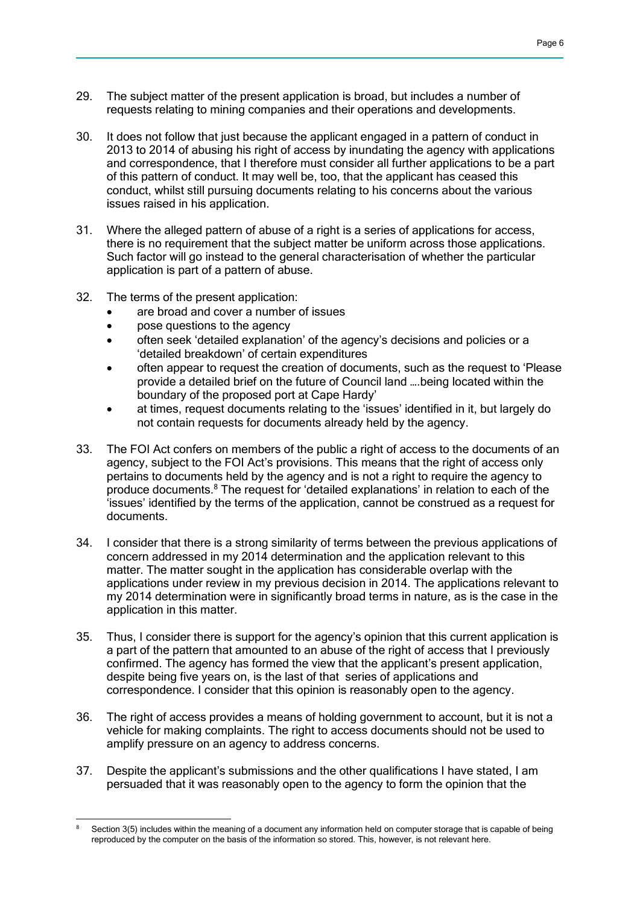29. The subject matter of the present application is broad, but includes a number of requests relating to mining companies and their operations and developments.

30. It does not follow that just because the applicant engaged in a pattern of conduct in 2013 to 2014 of abusing his right of access by inundating the agency with applications and correspondence, that I therefore must consider all further applications to be a part of this pattern of conduct. It may well be, too, that the applicant has ceased this conduct, whilst still pursuing documents relating to his concerns about the various issues raised in his application.

31. Where the alleged pattern of abuse of a right is a series of applications for access, there is no requirement that the subject matter be uniform across those applications. Such factor will go instead to the general characterisation of whether the particular application is part of a pattern of abuse.

32. The terms of the present application:
    - are broad and cover a number of issues
    - pose questions to the agency
    - often seek 'detailed explanation' of the agency's decisions and policies or a 'detailed breakdown' of certain expenditures
    - often appear to request the creation of documents, such as the request to 'Please provide a detailed brief on the future of Council land ….being located within the boundary of the proposed port at Cape Hardy'
    - at times, request documents relating to the 'issues' identified in it, but largely do not contain requests for documents already held by the agency.

33. The FOI Act confers on members of the public a right of access to the documents of an agency, subject to the FOI Act's provisions. This means that the right of access only pertains to documents held by the agency and is not a right to require the agency to produce documents.[8] The request for 'detailed explanations' in relation to each of the 'issues' identified by the terms of the application, cannot be construed as a request for documents.

34. I consider that there is a strong similarity of terms between the previous applications of concern addressed in my 2014 determination and the application relevant to this matter. The matter sought in the application has considerable overlap with the applications under review in my previous decision in 2014. The applications relevant to my 2014 determination were in significantly broad terms in nature, as is the case in the application in this matter.

35. Thus, I consider there is support for the agency's opinion that this current application is a part of the pattern that amounted to an abuse of the right of access that I previously confirmed. The agency has formed the view that the applicant's present application, despite being five years on, is the last of that series of applications and correspondence. I consider that this opinion is reasonably open to the agency.

36. The right of access provides a means of holding government to account, but it is not a vehicle for making complaints. The right to access documents should not be used to amplify pressure on an agency to address concerns.

37. Despite the applicant's submissions and the other qualifications I have stated, I am persuaded that it was reasonably open to the agency to form the opinion that the

---

[8] Section 3(5) includes within the meaning of a document any information held on computer storage that is capable of being reproduced by the computer on the basis of the information so stored. This, however, is not relevant here.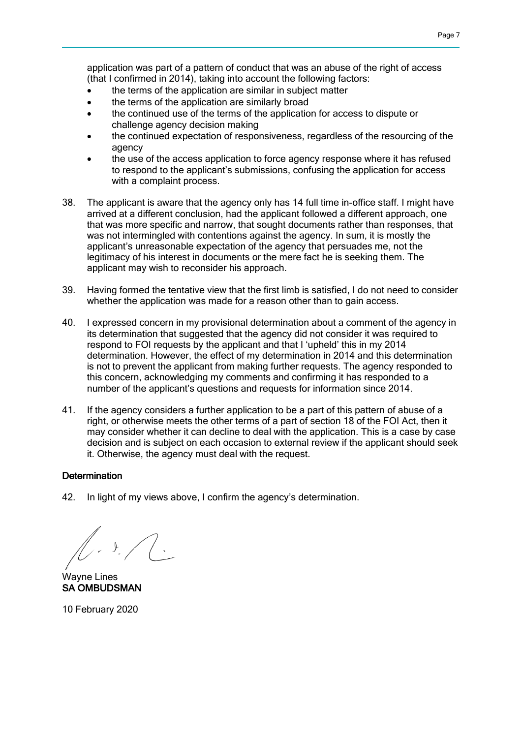application was part of a pattern of conduct that was an abuse of the right of access (that I confirmed in 2014), taking into account the following factors:

- the terms of the application are similar in subject matter
- the terms of the application are similarly broad
- the continued use of the terms of the application for access to dispute or challenge agency decision making
- the continued expectation of responsiveness, regardless of the resourcing of the agency
- the use of the access application to force agency response where it has refused to respond to the applicant's submissions, confusing the application for access with a complaint process.

38. The applicant is aware that the agency only has 14 full time in-office staff. I might have arrived at a different conclusion, had the applicant followed a different approach, one that was more specific and narrow, that sought documents rather than responses, that was not intermingled with contentions against the agency. In sum, it is mostly the applicant's unreasonable expectation of the agency that persuades me, not the legitimacy of his interest in documents or the mere fact he is seeking them. The applicant may wish to reconsider his approach.

39. Having formed the tentative view that the first limb is satisfied, I do not need to consider whether the application was made for a reason other than to gain access.

40. I expressed concern in my provisional determination about a comment of the agency in its determination that suggested that the agency did not consider it was required to respond to FOI requests by the applicant and that I 'upheld' this in my 2014 determination. However, the effect of my determination in 2014 and this determination is not to prevent the applicant from making further requests. The agency responded to this concern, acknowledging my comments and confirming it has responded to a number of the applicant's questions and requests for information since 2014.

41. If the agency considers a further application to be a part of this pattern of abuse of a right, or otherwise meets the other terms of a part of section 18 of the FOI Act, then it may consider whether it can decline to deal with the application. This is a case by case decision and is subject on each occasion to external review if the applicant should seek it. Otherwise, the agency must deal with the request.

## Determination

42. In light of my views above, I confirm the agency's determination.

Wayne Lines
**SA OMBUDSMAN**

10 February 2020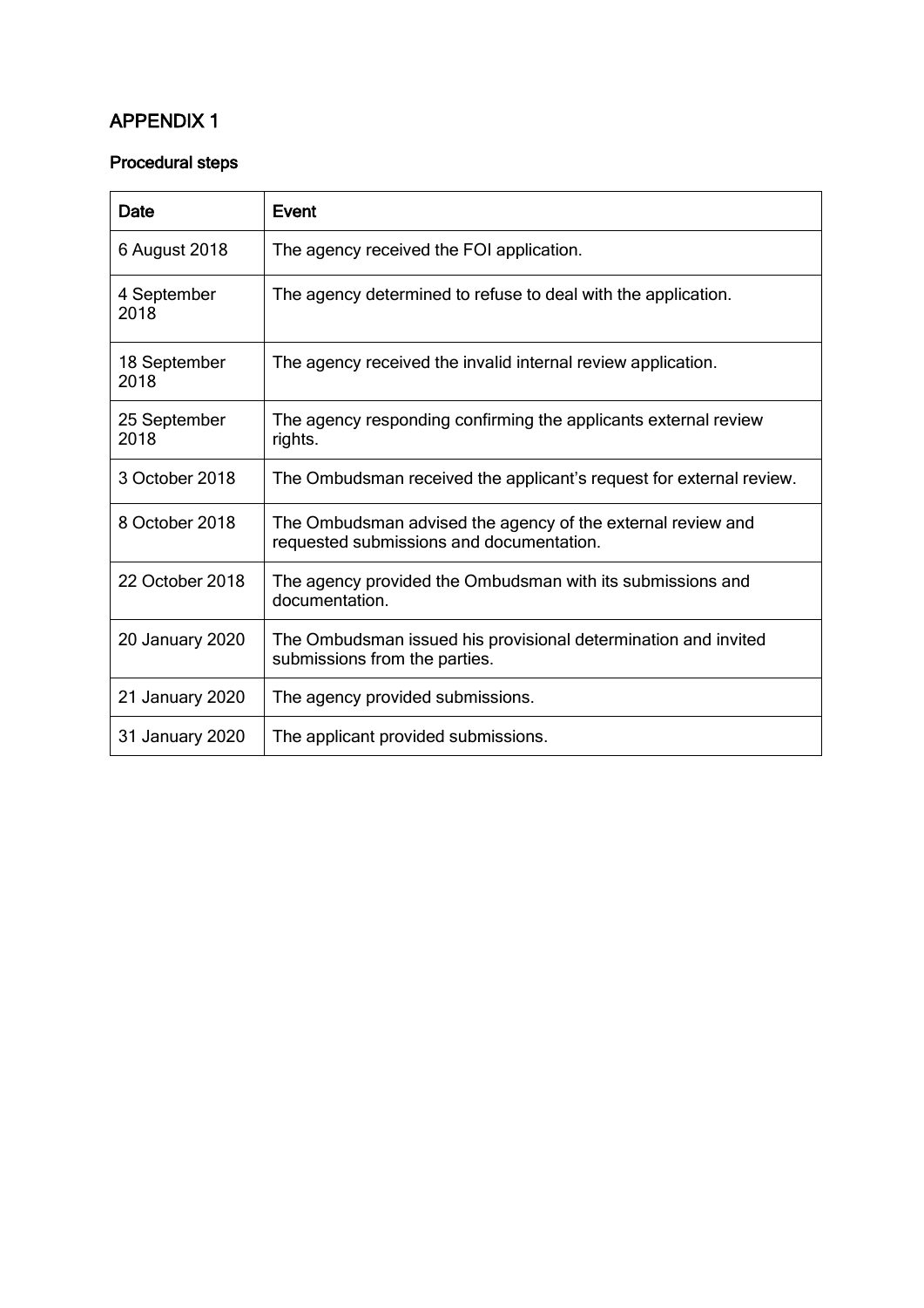# APPENDIX 1

### Procedural steps

| Date | Event |
|---|---|
| 6 August 2018 | The agency received the FOI application. |
| 4 September 2018 | The agency determined to refuse to deal with the application. |
| 18 September 2018 | The agency received the invalid internal review application. |
| 25 September 2018 | The agency responding confirming the applicants external review rights. |
| 3 October 2018 | The Ombudsman received the applicant's request for external review. |
| 8 October 2018 | The Ombudsman advised the agency of the external review and requested submissions and documentation. |
| 22 October 2018 | The agency provided the Ombudsman with its submissions and documentation. |
| 20 January 2020 | The Ombudsman issued his provisional determination and invited submissions from the parties. |
| 21 January 2020 | The agency provided submissions. |
| 31 January 2020 | The applicant provided submissions. |